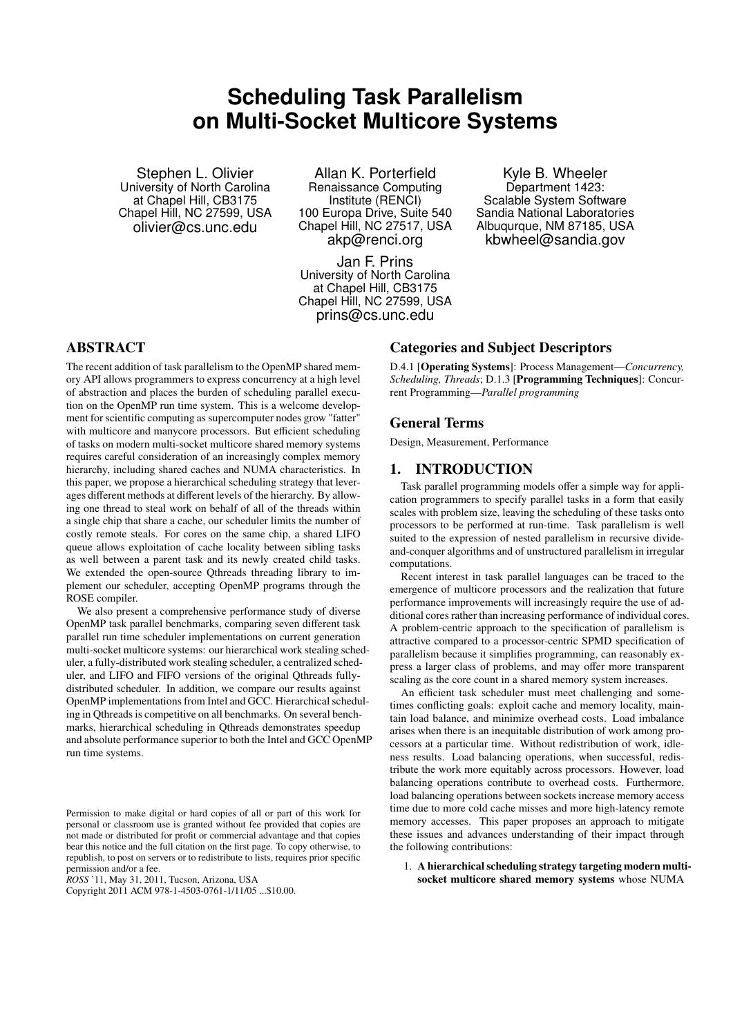# Scheduling Task Parallelism on Multi-Socket Multicore Systems

Stephen L. Olivier
University of North Carolina
at Chapel Hill, CB3175
Chapel Hill, NC 27599, USA
olivier@cs.unc.edu

Allan K. Porterfield
Renaissance Computing
Institute (RENCI)
100 Europa Drive, Suite 540
Chapel Hill, NC 27517, USA
akp@renci.org

Kyle B. Wheeler
Department 1423:
Scalable System Software
Sandia National Laboratories
Albuquerque, NM 87185, USA
kbwheel@sandia.gov

Jan F. Prins
University of North Carolina
at Chapel Hill, CB3175
Chapel Hill, NC 27599, USA
prins@cs.unc.edu

## ABSTRACT

The recent addition of task parallelism to the OpenMP shared memory API allows programmers to express concurrency at a high level of abstraction and places the burden of scheduling parallel execution on the OpenMP run time system. This is a welcome development for scientific computing as supercomputer nodes grow "fatter" with multicore and manycore processors. But efficient scheduling of tasks on modern multi-socket multicore shared memory systems requires careful consideration of an increasingly complex memory hierarchy, including shared caches and NUMA characteristics. In this paper, we propose a hierarchical scheduling strategy that leverages different methods at different levels of the hierarchy. By allowing one thread to steal work on behalf of all of the threads within a single chip that share a cache, our scheduler limits the number of costly remote steals. For cores on the same chip, a shared LIFO queue allows exploitation of cache locality between sibling tasks as well between a parent task and its newly created child tasks. We extended the open-source Qthreads threading library to implement our scheduler, accepting OpenMP programs through the ROSE compiler.

We also present a comprehensive performance study of diverse OpenMP task parallel benchmarks, comparing seven different task parallel run time scheduler implementations on current generation multi-socket multicore systems: our hierarchical work stealing scheduler, a fully-distributed work stealing scheduler, a centralized scheduler, and LIFO and FIFO versions of the original Qthreads fully-distributed scheduler. In addition, we compare our results against OpenMP implementations from Intel and GCC. Hierarchical scheduling in Qthreads is competitive on all benchmarks. On several benchmarks, hierarchical scheduling in Qthreads demonstrates speedup and absolute performance superior to both the Intel and GCC OpenMP run time systems.

Permission to make digital or hard copies of all or part of this work for personal or classroom use is granted without fee provided that copies are not made or distributed for profit or commercial advantage and that copies bear this notice and the full citation on the first page. To copy otherwise, to republish, to post on servers or to redistribute to lists, requires prior specific permission and/or a fee.
*ROSS* '11, May 31, 2011, Tucson, Arizona, USA
Copyright 2011 ACM 978-1-4503-0761-1/11/05 ...$10.00.

## Categories and Subject Descriptors

D.4.1 [**Operating Systems**]: Process Management—*Concurrency, Scheduling, Threads*; D.1.3 [**Programming Techniques**]: Concurrent Programming—*Parallel programming*

## General Terms

Design, Measurement, Performance

## 1. INTRODUCTION

Task parallel programming models offer a simple way for application programmers to specify parallel tasks in a form that easily scales with problem size, leaving the scheduling of these tasks onto processors to be performed at run-time. Task parallelism is well suited to the expression of nested parallelism in recursive divide-and-conquer algorithms and of unstructured parallelism in irregular computations.

Recent interest in task parallel languages can be traced to the emergence of multicore processors and the realization that future performance improvements will increasingly require the use of additional cores rather than increasing performance of individual cores. A problem-centric approach to the specification of parallelism is attractive compared to a processor-centric SPMD specification of parallelism because it simplifies programming, can reasonably express a larger class of problems, and may offer more transparent scaling as the core count in a shared memory system increases.

An efficient task scheduler must meet challenging and sometimes conflicting goals: exploit cache and memory locality, maintain load balance, and minimize overhead costs. Load imbalance arises when there is an inequitable distribution of work among processors at a particular time. Without redistribution of work, idleness results. Load balancing operations, when successful, redistribute the work more equitably across processors. However, load balancing operations contribute to overhead costs. Furthermore, load balancing operations between sockets increase memory access time due to more cold cache misses and more high-latency remote memory accesses. This paper proposes an approach to mitigate these issues and advances understanding of their impact through the following contributions:

1. **A hierarchical scheduling strategy targeting modern multi-socket multicore shared memory systems** whose NUMA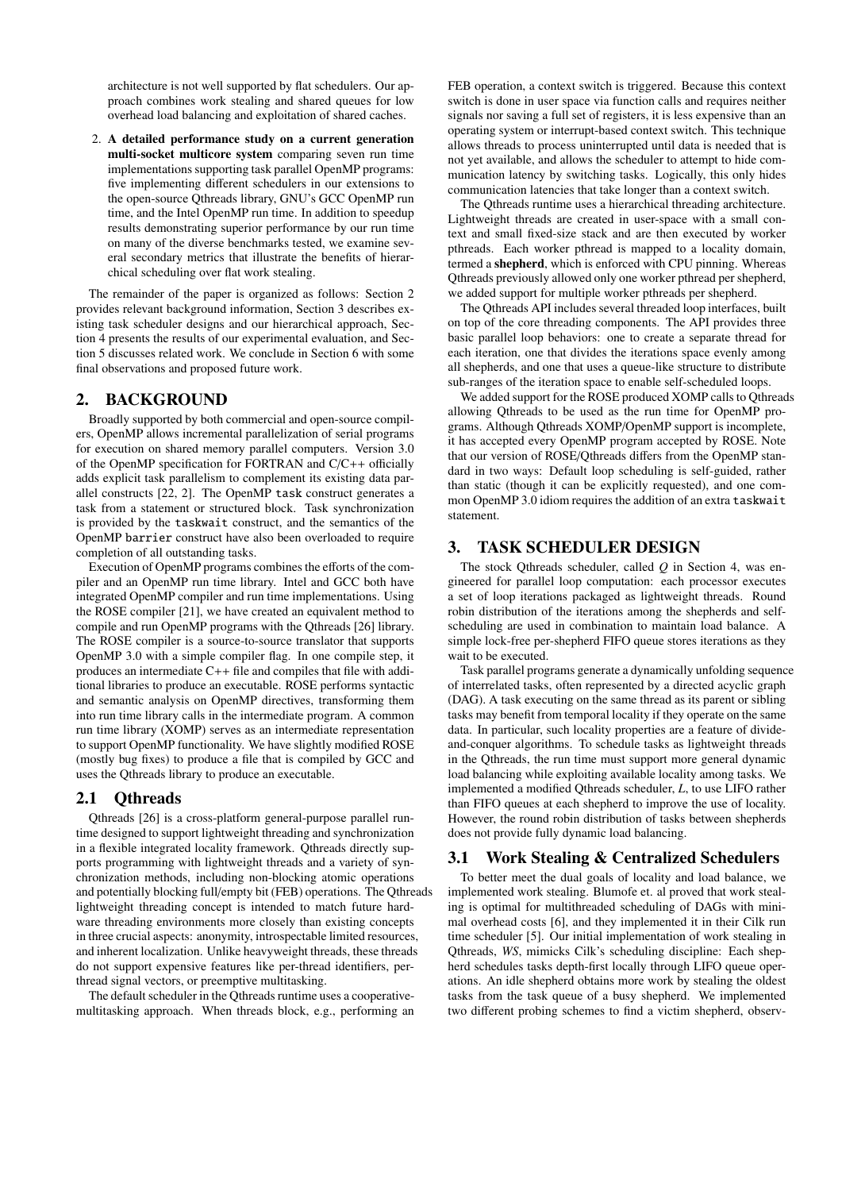architecture is not well supported by flat schedulers. Our approach combines work stealing and shared queues for low overhead load balancing and exploitation of shared caches.

2. **A detailed performance study on a current generation multi-socket multicore system** comparing seven run time implementations supporting task parallel OpenMP programs: five implementing different schedulers in our extensions to the open-source Qthreads library, GNU's GCC OpenMP run time, and the Intel OpenMP run time. In addition to speedup results demonstrating superior performance by our run time on many of the diverse benchmarks tested, we examine several secondary metrics that illustrate the benefits of hierarchical scheduling over flat work stealing.

The remainder of the paper is organized as follows: Section 2 provides relevant background information, Section 3 describes existing task scheduler designs and our hierarchical approach, Section 4 presents the results of our experimental evaluation, and Section 5 discusses related work. We conclude in Section 6 with some final observations and proposed future work.

## 2. BACKGROUND

Broadly supported by both commercial and open-source compilers, OpenMP allows incremental parallelization of serial programs for execution on shared memory parallel computers. Version 3.0 of the OpenMP specification for FORTRAN and C/C++ officially adds explicit task parallelism to complement its existing data parallel constructs [22, 2]. The OpenMP `task` construct generates a task from a statement or structured block. Task synchronization is provided by the `taskwait` construct, and the semantics of the OpenMP `barrier` construct have also been overloaded to require completion of all outstanding tasks.

Execution of OpenMP programs combines the efforts of the compiler and an OpenMP run time library. Intel and GCC both have integrated OpenMP compiler and run time implementations. Using the ROSE compiler [21], we have created an equivalent method to compile and run OpenMP programs with the Qthreads [26] library. The ROSE compiler is a source-to-source translator that supports OpenMP 3.0 with a simple compiler flag. In one compile step, it produces an intermediate C++ file and compiles that file with additional libraries to produce an executable. ROSE performs syntactic and semantic analysis on OpenMP directives, transforming them into run time library calls in the intermediate program. A common run time library (XOMP) serves as an intermediate representation to support OpenMP functionality. We have slightly modified ROSE (mostly bug fixes) to produce a file that is compiled by GCC and uses the Qthreads library to produce an executable.

### 2.1 Qthreads

Qthreads [26] is a cross-platform general-purpose parallel runtime designed to support lightweight threading and synchronization in a flexible integrated locality framework. Qthreads directly supports programming with lightweight threads and a variety of synchronization methods, including non-blocking atomic operations and potentially blocking full/empty bit (FEB) operations. The Qthreads lightweight threading concept is intended to match future hardware threading environments more closely than existing concepts in three crucial aspects: anonymity, introspectable limited resources, and inherent localization. Unlike heavyweight threads, these threads do not support expensive features like per-thread identifiers, per-thread signal vectors, or preemptive multitasking.

The default scheduler in the Qthreads runtime uses a cooperative-multitasking approach. When threads block, e.g., performing an FEB operation, a context switch is triggered. Because this context switch is done in user space via function calls and requires neither signals nor saving a full set of registers, it is less expensive than an operating system or interrupt-based context switch. This technique allows threads to process uninterrupted until data is needed that is not yet available, and allows the scheduler to attempt to hide communication latency by switching tasks. Logically, this only hides communication latencies that take longer than a context switch.

The Qthreads runtime uses a hierarchical threading architecture. Lightweight threads are created in user-space with a small context and small fixed-size stack and are then executed by worker pthreads. Each worker pthread is mapped to a locality domain, termed a **shepherd**, which is enforced with CPU pinning. Whereas Qthreads previously allowed only one worker pthread per shepherd, we added support for multiple worker pthreads per shepherd.

The Qthreads API includes several threaded loop interfaces, built on top of the core threading components. The API provides three basic parallel loop behaviors: one to create a separate thread for each iteration, one that divides the iterations space evenly among all shepherds, and one that uses a queue-like structure to distribute sub-ranges of the iteration space to enable self-scheduled loops.

We added support for the ROSE produced XOMP calls to Qthreads allowing Qthreads to be used as the run time for OpenMP programs. Although Qthreads XOMP/OpenMP support is incomplete, it has accepted every OpenMP program accepted by ROSE. Note that our version of ROSE/Qthreads differs from the OpenMP standard in two ways: Default loop scheduling is self-guided, rather than static (though it can be explicitly requested), and one common OpenMP 3.0 idiom requires the addition of an extra `taskwait` statement.

## 3. TASK SCHEDULER DESIGN

The stock Qthreads scheduler, called *Q* in Section 4, was engineered for parallel loop computation: each processor executes a set of loop iterations packaged as lightweight threads. Round robin distribution of the iterations among the shepherds and self-scheduling are used in combination to maintain load balance. A simple lock-free per-shepherd FIFO queue stores iterations as they wait to be executed.

Task parallel programs generate a dynamically unfolding sequence of interrelated tasks, often represented by a directed acyclic graph (DAG). A task executing on the same thread as its parent or sibling tasks may benefit from temporal locality if they operate on the same data. In particular, such locality properties are a feature of divide-and-conquer algorithms. To schedule tasks as lightweight threads in the Qthreads, the run time must support more general dynamic load balancing while exploiting available locality among tasks. We implemented a modified Qthreads scheduler, *L*, to use LIFO rather than FIFO queues at each shepherd to improve the use of locality. However, the round robin distribution of tasks between shepherds does not provide fully dynamic load balancing.

### 3.1 Work Stealing & Centralized Schedulers

To better meet the dual goals of locality and load balance, we implemented work stealing. Blumofe et. al proved that work stealing is optimal for multithreaded scheduling of DAGs with minimal overhead costs [6], and they implemented it in their Cilk run time scheduler [5]. Our initial implementation of work stealing in Qthreads, *WS*, mimicks Cilk's scheduling discipline: Each shepherd schedules tasks depth-first locally through LIFO queue operations. An idle shepherd obtains more work by stealing the oldest tasks from the task queue of a busy shepherd. We implemented two different probing schemes to find a victim shepherd, observ-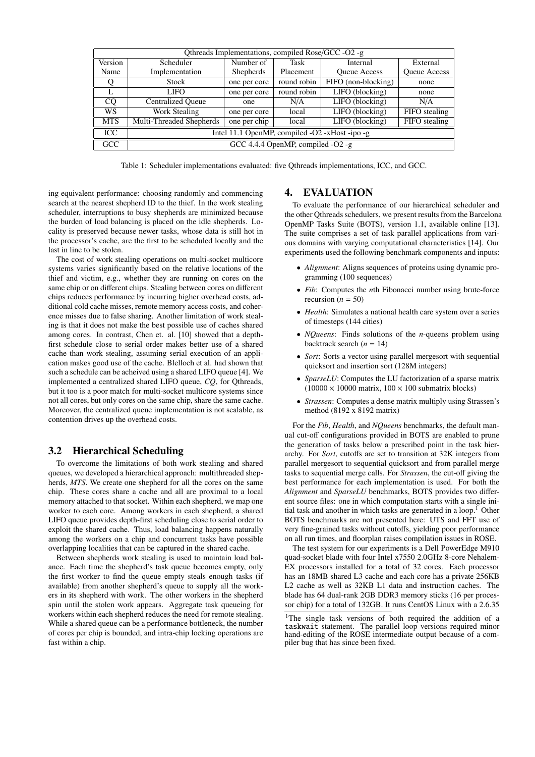| Qthreads Implementations, compiled Rose/GCC -O2 -g | | | | | |
|---|---|---|---|---|---|
| Version Name | Scheduler Implementation | Number of Shepherds | Task Placement | Internal Queue Access | External Queue Access |
| Q | Stock | one per core | round robin | FIFO (non-blocking) | none |
| L | LIFO | one per core | round robin | LIFO (blocking) | none |
| CQ | Centralized Queue | one | N/A | LIFO (blocking) | N/A |
| WS | Work Stealing | one per core | local | LIFO (blocking) | FIFO stealing |
| MTS | Multi-Threaded Shepherds | one per chip | local | LIFO (blocking) | FIFO stealing |
| ICC | Intel 11.1 OpenMP, compiled -O2 -xHost -ipo -g | | | | |
| GCC | GCC 4.4.4 OpenMP, compiled -O2 -g | | | | |

Table 1: Scheduler implementations evaluated: five Qthreads implementations, ICC, and GCC.

ing equivalent performance: choosing randomly and commencing search at the nearest shepherd ID to the thief. In the work stealing scheduler, interruptions to busy shepherds are minimized because the burden of load balancing is placed on the idle shepherds. Locality is preserved because newer tasks, whose data is still hot in the processor's cache, are the first to be scheduled locally and the last in line to be stolen.

The cost of work stealing operations on multi-socket multicore systems varies significantly based on the relative locations of the thief and victim, e.g., whether they are running on cores on the same chip or on different chips. Stealing between cores on different chips reduces performance by incurring higher overhead costs, additional cold cache misses, remote memory access costs, and coherence misses due to false sharing. Another limitation of work stealing is that it does not make the best possible use of caches shared among cores. In contrast, Chen et. al. [10] showed that a depth-first schedule close to serial order makes better use of a shared cache than work stealing, assuming serial execution of an application makes good use of the cache. Blelloch et al. had shown that such a schedule can be acheived using a shared LIFO queue [4]. We implemented a centralized shared LIFO queue, *CQ*, for Qthreads, but it too is a poor match for multi-socket multicore systems since not all cores, but only cores on the same chip, share the same cache. Moreover, the centralized queue implementation is not scalable, as contention drives up the overhead costs.

## 3.2 Hierarchical Scheduling

To overcome the limitations of both work stealing and shared queues, we developed a hierarchical approach: multithreaded shepherds, *MTS*. We create one shepherd for all the cores on the same chip. These cores share a cache and all are proximal to a local memory attached to that socket. Within each shepherd, we map one worker to each core. Among workers in each shepherd, a shared LIFO queue provides depth-first scheduling close to serial order to exploit the shared cache. Thus, load balancing happens naturally among the workers on a chip and concurrent tasks have possible overlapping localities that can be captured in the shared cache.

Between shepherds work stealing is used to maintain load balance. Each time the shepherd's task queue becomes empty, only the first worker to find the queue empty steals enough tasks (if available) from another shepherd's queue to supply all the workers in its shepherd with work. The other workers in the shepherd spin until the stolen work appears. Aggregate task queueing for workers within each shepherd reduces the need for remote stealing. While a shared queue can be a performance bottleneck, the number of cores per chip is bounded, and intra-chip locking operations are fast within a chip.

# 4. EVALUATION

To evaluate the performance of our hierarchical scheduler and the other Qthreads schedulers, we present results from the Barcelona OpenMP Tasks Suite (BOTS), version 1.1, available online [13]. The suite comprises a set of task parallel applications from various domains with varying computational characteristics [14]. Our experiments used the following benchmark components and inputs:

- *Alignment*: Aligns sequences of proteins using dynamic programming (100 sequences)
- *Fib*: Computes the *n*th Fibonacci number using brute-force recursion ($n = 50$)
- *Health*: Simulates a national health care system over a series of timesteps (144 cities)
- *NQueens*: Finds solutions of the *n*-queens problem using backtrack search ($n = 14$)
- *Sort*: Sorts a vector using parallel mergesort with sequential quicksort and insertion sort (128M integers)
- *SparseLU*: Computes the LU factorization of a sparse matrix ($10000 \times 10000$ matrix, $100 \times 100$ submatrix blocks)
- *Strassen*: Computes a dense matrix multiply using Strassen's method (8192 x 8192 matrix)

For the *Fib*, *Health*, and *NQueens* benchmarks, the default manual cut-off configurations provided in BOTS are enabled to prune the generation of tasks below a prescribed point in the task hierarchy. For *Sort*, cutoffs are set to transition at 32K integers from parallel mergesort to sequential quicksort and from parallel merge tasks to sequential merge calls. For *Strassen*, the cut-off giving the best performance for each implementation is used. For both the *Alignment* and *SparseLU* benchmarks, BOTS provides two different source files: one in which computation starts with a single initial task and another in which tasks are generated in a loop.[1] Other BOTS benchmarks are not presented here: UTS and FFT use of very fine-grained tasks without cutoffs, yielding poor performance on all run times, and floorplan raises compilation issues in ROSE.

The test system for our experiments is a Dell PowerEdge M910 quad-socket blade with four Intel x7550 2.0GHz 8-core Nehalem-EX processors installed for a total of 32 cores. Each processor has an 18MB shared L3 cache and each core has a private 256KB L2 cache as well as 32KB L1 data and instruction caches. The blade has 64 dual-rank 2GB DDR3 memory sticks (16 per processor chip) for a total of 132GB. It runs CentOS Linux with a 2.6.35

[1]The single task versions of both required the addition of a `taskwait` statement. The parallel loop versions required minor hand-editing of the ROSE intermediate output because of a compiler bug that has since been fixed.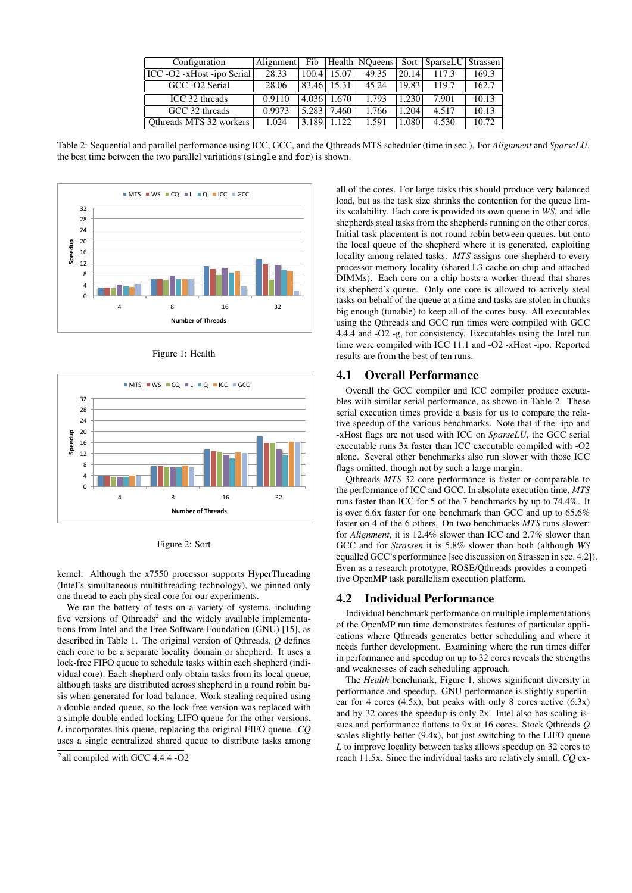| Configuration | Alignment | Fib | Health | NQueens | Sort | SparseLU | Strassen |
|---|---|---|---|---|---|---|---|
| ICC -O2 -xHost -ipo Serial | 28.33 | 100.4 | 15.07 | 49.35 | 20.14 | 117.3 | 169.3 |
| GCC -O2 Serial | 28.06 | 83.46 | 15.31 | 45.24 | 19.83 | 119.7 | 162.7 |
| ICC 32 threads | 0.9110 | 4.036 | 1.670 | 1.793 | 1.230 | 7.901 | 10.13 |
| GCC 32 threads | 0.9973 | 5.283 | 7.460 | 1.766 | 1.204 | 4.517 | 10.13 |
| Qthreads MTS 32 workers | 1.024 | 3.189 | 1.122 | 1.591 | 1.080 | 4.530 | 10.72 |

Table 2: Sequential and parallel performance using ICC, GCC, and the Qthreads MTS scheduler (time in sec.). For *Alignment* and *SparseLU*, the best time between the two parallel variations (single and for) is shown.

Figure 1: Health

Figure 2: Sort

kernel. Although the x7550 processor supports HyperThreading (Intel's simultaneous multithreading technology), we pinned only one thread to each physical core for our experiments.

We ran the battery of tests on a variety of systems, including five versions of Qthreads[2] and the widely available implementations from Intel and the Free Software Foundation (GNU) [15], as described in Table 1. The original version of Qthreads, *Q* defines each core to be a separate locality domain or shepherd. It uses a lock-free FIFO queue to schedule tasks within each shepherd (individual core). Each shepherd only obtain tasks from its local queue, although tasks are distributed across shepherd in a round robin basis when generated for load balance. Work stealing required using a double ended queue, so the lock-free version was replaced with a simple double ended locking LIFO queue for the other versions. *L* incorporates this queue, replacing the original FIFO queue. *CQ* uses a single centralized shared queue to distribute tasks among all of the cores. For large tasks this should produce very balanced load, but as the task size shrinks the contention for the queue limits its scalability. Each core is provided its own queue in *WS*, and idle shepherds steal tasks from the shepherds running on the other cores. Initial task placement is not round robin between queues, but onto the local queue of the shepherd where it is generated, exploiting locality among related tasks. *MTS* assigns one shepherd to every processor memory locality (shared L3 cache on chip and attached DIMMs). Each core on a chip hosts a worker thread that shares its shepherd's queue. Only one core is allowed to actively steal tasks on behalf of the queue at a time and tasks are stolen in chunks big enough (tunable) to keep all of the cores busy. All executables using the Qthreads and GCC run times were compiled with GCC 4.4.4 and -O2 -g, for consistency. Executables using the Intel run time were compiled with ICC 11.1 and -O2 -xHost -ipo. Reported results are from the best of ten runs.

[2] all compiled with GCC 4.4.4 -O2

## 4.1 Overall Performance

Overall the GCC compiler and ICC compiler produce executables with similar serial performance, as shown in Table 2. These serial execution times provide a basis for us to compare the relative speedup of the various benchmarks. Note that if the -ipo and -xHost flags are not used with ICC on *SparseLU*, the GCC serial executable runs 3x faster than ICC executable compiled with -O2 alone. Several other benchmarks also run slower with those ICC flags omitted, though not by such a large margin.

Qthreads *MTS* 32 core performance is faster or comparable to the performance of ICC and GCC. In absolute execution time, *MTS* runs faster than ICC for 5 of the 7 benchmarks by up to 74.4%. It is over 6.6x faster for one benchmark than GCC and up to 65.6% faster on 4 of the 6 others. On two benchmarks *MTS* runs slower: for *Alignment*, it is 12.4% slower than ICC and 2.7% slower than GCC and for *Strassen* it is 5.8% slower than both (although *WS* equalled GCC's performance [see discussion on Strassen in sec. 4.2]). Even as a research prototype, ROSE/Qthreads provides a competitive OpenMP task parallelism execution platform.

## 4.2 Individual Performance

Individual benchmark performance on multiple implementations of the OpenMP run time demonstrates features of particular applications where Qthreads generates better scheduling and where it needs further development. Examining where the run times differ in performance and speedup on up to 32 cores reveals the strengths and weaknesses of each scheduling approach.

The *Health* benchmark, Figure 1, shows significant diversity in performance and speedup. GNU performance is slightly superlinear for 4 cores (4.5x), but peaks with only 8 cores active (6.3x) and by 32 cores the speedup is only 2x. Intel also has scaling issues and performance flattens to 9x at 16 cores. Stock Qthreads *Q* scales slightly better (9.4x), but just switching to the LIFO queue *L* to improve locality between tasks allows speedup on 32 cores to reach 11.5x. Since the individual tasks are relatively small, *CQ* ex-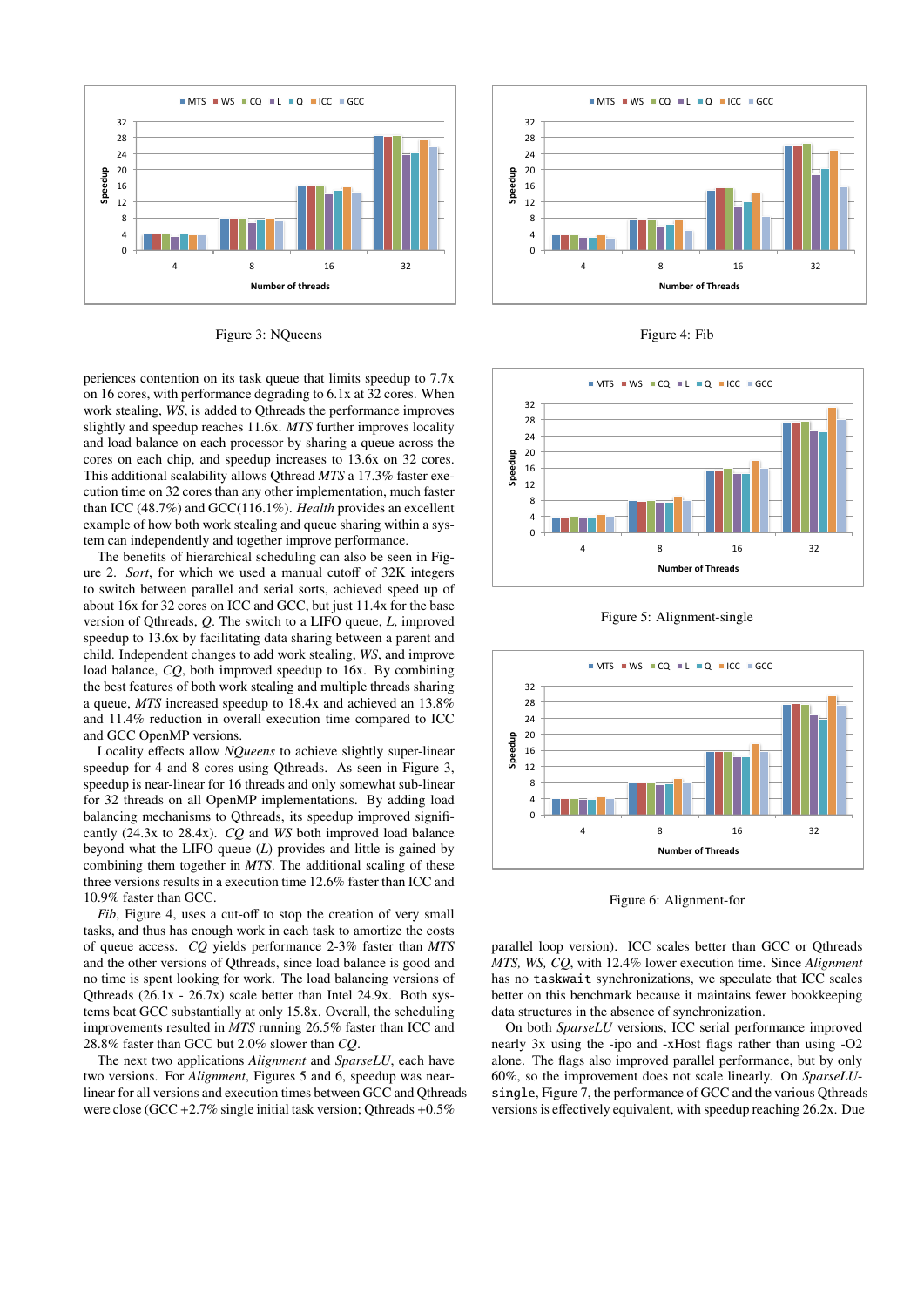Figure 3: NQueens

Figure 4: Fib

periences contention on its task queue that limits speedup to 7.7x on 16 cores, with performance degrading to 6.1x at 32 cores. When work stealing, *WS*, is added to Qthreads the performance improves slightly and speedup reaches 11.6x. *MTS* further improves locality and load balance on each processor by sharing a queue across the cores on each chip, and speedup increases to 13.6x on 32 cores. This additional scalability allows Qthread *MTS* a 17.3% faster execution time on 32 cores than any other implementation, much faster than ICC (48.7%) and GCC(116.1%). *Health* provides an excellent example of how both work stealing and queue sharing within a system can independently and together improve performance.

The benefits of hierarchical scheduling can also be seen in Figure 2. *Sort*, for which we used a manual cutoff of 32K integers to switch between parallel and serial sorts, achieved speed up of about 16x for 32 cores on ICC and GCC, but just 11.4x for the base version of Qthreads, *Q*. The switch to a LIFO queue, *L*, improved speedup to 13.6x by facilitating data sharing between a parent and child. Independent changes to add work stealing, *WS*, and improve load balance, *CQ*, both improved speedup to 16x. By combining the best features of both work stealing and multiple threads sharing a queue, *MTS* increased speedup to 18.4x and achieved an 13.8% and 11.4% reduction in overall execution time compared to ICC and GCC OpenMP versions.

Locality effects allow *NQueens* to achieve slightly super-linear speedup for 4 and 8 cores using Qthreads. As seen in Figure 3, speedup is near-linear for 16 threads and only somewhat sub-linear for 32 threads on all OpenMP implementations. By adding load balancing mechanisms to Qthreads, its speedup improved significantly (24.3x to 28.4x). *CQ* and *WS* both improved load balance beyond what the LIFO queue (*L*) provides and little is gained by combining them together in *MTS*. The additional scaling of these three versions results in a execution time 12.6% faster than ICC and 10.9% faster than GCC.

*Fib*, Figure 4, uses a cut-off to stop the creation of very small tasks, and thus has enough work in each task to amortize the costs of queue access. *CQ* yields performance 2-3% faster than *MTS* and the other versions of Qthreads, since load balance is good and no time is spent looking for work. The load balancing versions of Qthreads (26.1x - 26.7x) scale better than Intel 24.9x. Both systems beat GCC substantially at only 15.8x. Overall, the scheduling improvements resulted in *MTS* running 26.5% faster than ICC and 28.8% faster than GCC but 2.0% slower than *CQ*.

The next two applications *Alignment* and *SparseLU*, each have two versions. For *Alignment*, Figures 5 and 6, speedup was near-linear for all versions and execution times between GCC and Qthreads were close (GCC +2.7% single initial task version; Qthreads +0.5% parallel loop version). ICC scales better than GCC or Qthreads *MTS, WS, CQ*, with 12.4% lower execution time. Since *Alignment* has no `taskwait` synchronizations, we speculate that ICC scales better on this benchmark because it maintains fewer bookkeeping data structures in the absence of synchronization.

Figure 5: Alignment-single

Figure 6: Alignment-for

On both *SparseLU* versions, ICC serial performance improved nearly 3x using the -ipo and -xHost flags rather than using -O2 alone. The flags also improved parallel performance, but by only 60%, so the improvement does not scale linearly. On *SparseLU*-`single`, Figure 7, the performance of GCC and the various Qthreads versions is effectively equivalent, with speedup reaching 26.2x. Due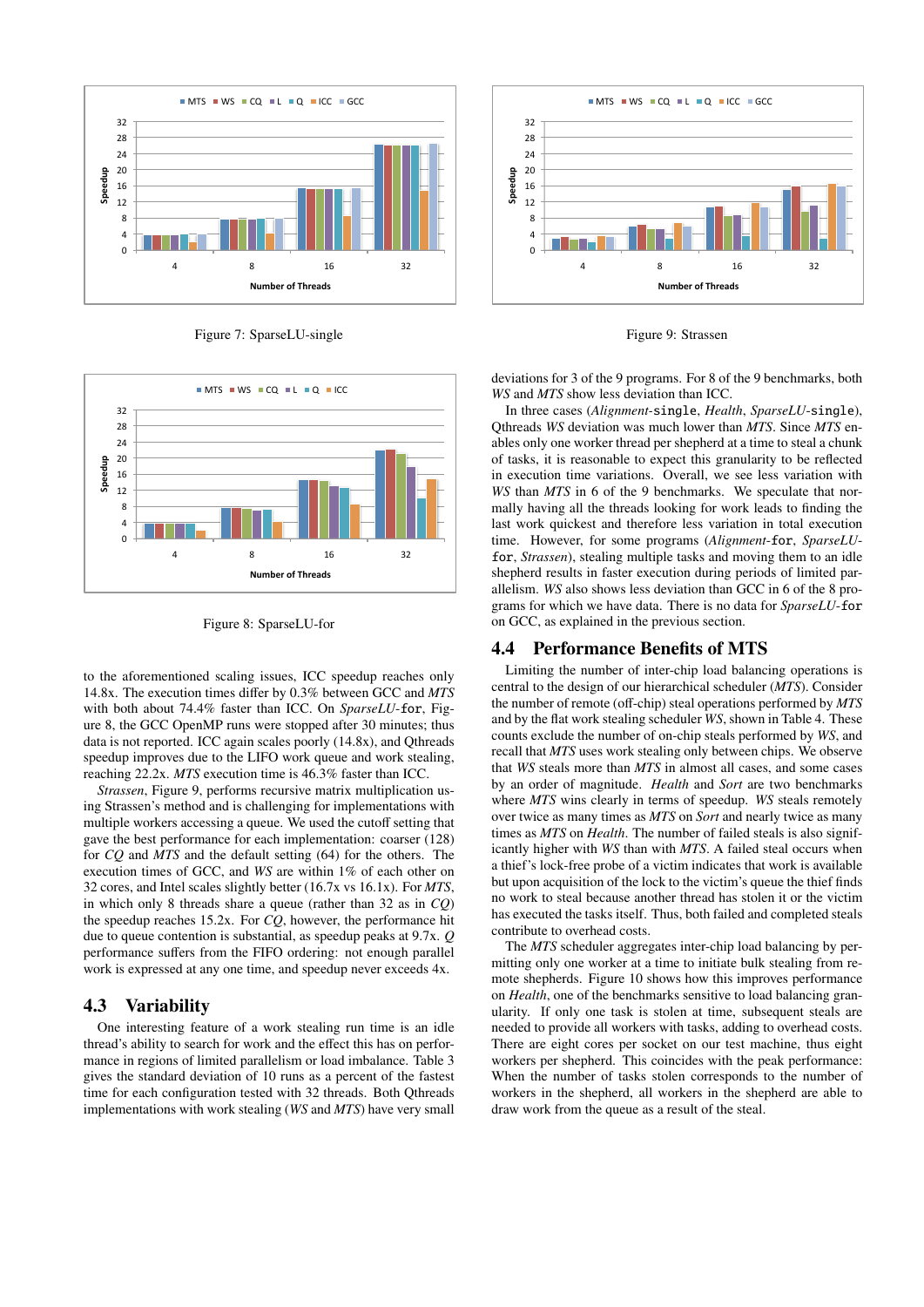MTS WS CQ L Q ICC GCC

Speedup

32
28
24
20
16
12
8
4
0

4 8 16 32

Number of Threads

Figure 7: SparseLU-single

MTS WS CQ L Q ICC

Speedup

32
28
24
20
16
12
8
4
0

4 8 16 32

Number of Threads

Figure 8: SparseLU-for

to the aforementioned scaling issues, ICC speedup reaches only 14.8x. The execution times differ by 0.3% between GCC and *MTS* with both about 74.4% faster than ICC. On *SparseLU*-for, Figure 8, the GCC OpenMP runs were stopped after 30 minutes; thus data is not reported. ICC again scales poorly (14.8x), and Qthreads speedup improves due to the LIFO work queue and work stealing, reaching 22.2x. *MTS* execution time is 46.3% faster than ICC.

*Strassen*, Figure 9, performs recursive matrix multiplication using Strassen's method and is challenging for implementations with multiple workers accessing a queue. We used the cutoff setting that gave the best performance for each implementation: coarser (128) for *CQ* and *MTS* and the default setting (64) for the others. The execution times of GCC, and *WS* are within 1% of each other on 32 cores, and Intel scales slightly better (16.7x vs 16.1x). For *MTS*, in which only 8 threads share a queue (rather than 32 as in *CQ*) the speedup reaches 15.2x. For *CQ*, however, the performance hit due to queue contention is substantial, as speedup peaks at 9.7x. *Q* performance suffers from the FIFO ordering: not enough parallel work is expressed at any one time, and speedup never exceeds 4x.

## 4.3 Variability

One interesting feature of a work stealing run time is an idle thread's ability to search for work and the effect this has on performance in regions of limited parallelism or load imbalance. Table 3 gives the standard deviation of 10 runs as a percent of the fastest time for each configuration tested with 32 threads. Both Qthreads implementations with work stealing (*WS* and *MTS*) have very small

MTS WS CQ L Q ICC GCC

Speedup

32
28
24
20
16
12
8
4
0

4 8 16 32

Number of Threads

Figure 9: Strassen

deviations for 3 of the 9 programs. For 8 of the 9 benchmarks, both *WS* and *MTS* show less deviation than ICC.

In three cases (*Alignment*-single, *Health*, *SparseLU*-single), Qthreads *WS* deviation was much lower than *MTS*. Since *MTS* enables only one worker thread per shepherd at a time to steal a chunk of tasks, it is reasonable to expect this granularity to be reflected in execution time variations. Overall, we see less variation with *WS* than *MTS* in 6 of the 9 benchmarks. We speculate that normally having all the threads looking for work leads to finding the last work quickest and therefore less variation in total execution time. However, for some programs (*Alignment*-for, *SparseLU*-for, *Strassen*), stealing multiple tasks and moving them to an idle shepherd results in faster execution during periods of limited parallelism. *WS* also shows less deviation than GCC in 6 of the 8 programs for which we have data. There is no data for *SparseLU*-for on GCC, as explained in the previous section.

## 4.4 Performance Benefits of MTS

Limiting the number of inter-chip load balancing operations is central to the design of our hierarchical scheduler (*MTS*). Consider the number of remote (off-chip) steal operations performed by *MTS* and by the flat work stealing scheduler *WS*, shown in Table 4. These counts exclude the number of on-chip steals performed by *WS*, and recall that *MTS* uses work stealing only between chips. We observe that *WS* steals more than *MTS* in almost all cases, and some cases by an order of magnitude. *Health* and *Sort* are two benchmarks where *MTS* wins clearly in terms of speedup. *WS* steals remotely over twice as many times as *MTS* on *Sort* and nearly twice as many times as *MTS* on *Health*. The number of failed steals is also significantly higher with *WS* than with *MTS*. A failed steal occurs when a thief's lock-free probe of a victim indicates that work is available but upon acquisition of the lock to the victim's queue the thief finds no work to steal because another thread has stolen it or the victim has executed the tasks itself. Thus, both failed and completed steals contribute to overhead costs.

The *MTS* scheduler aggregates inter-chip load balancing by permitting only one worker at a time to initiate bulk stealing from remote shepherds. Figure 10 shows how this improves performance on *Health*, one of the benchmarks sensitive to load balancing granularity. If only one task is stolen at time, subsequent steals are needed to provide all workers with tasks, adding to overhead costs. There are eight cores per socket on our test machine, thus eight workers per shepherd. This coincides with the peak performance: When the number of tasks stolen corresponds to the number of workers in the shepherd, all workers in the shepherd are able to draw work from the queue as a result of the steal.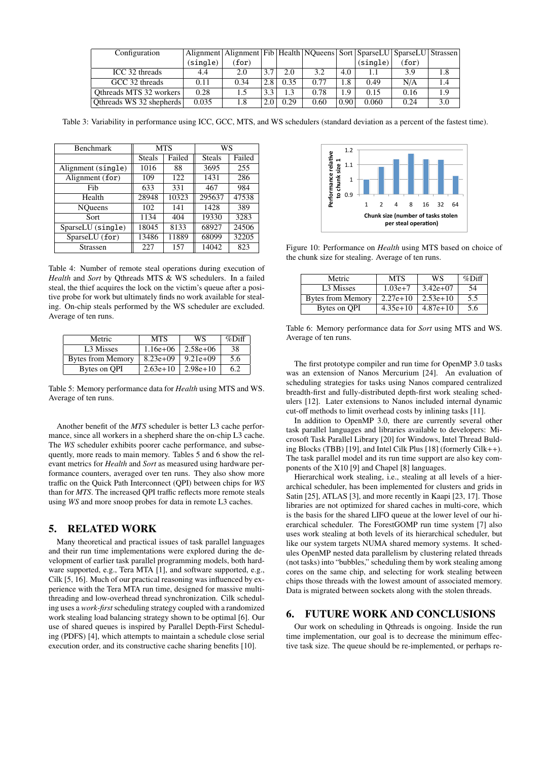| Configuration | Alignment (single) | Alignment (for) | Fib | Health | NQueens | Sort | SparseLU (single) | SparseLU (for) | Strassen |
|---|---|---|---|---|---|---|---|---|---|
| ICC 32 threads | 4.4 | 2.0 | 3.7 | 2.0 | 3.2 | 4.0 | 1.1 | 3.9 | 1.8 |
| GCC 32 threads | 0.11 | 0.34 | 2.8 | 0.35 | 0.77 | 1.8 | 0.49 | N/A | 1.4 |
| Qthreads MTS 32 workers | 0.28 | 1.5 | 3.3 | 1.3 | 0.78 | 1.9 | 0.15 | 0.16 | 1.9 |
| Qthreads WS 32 shepherds | 0.035 | 1.8 | 2.0 | 0.29 | 0.60 | 0.90 | 0.060 | 0.24 | 3.0 |

Table 3: Variability in performance using ICC, GCC, MTS, and WS schedulers (standard deviation as a percent of the fastest time).

| Benchmark | MTS | | WS | |
|---|---|---|---|---|
| | Steals | Failed | Steals | Failed |
| Alignment (single) | 1016 | 88 | 3695 | 255 |
| Alignment (for) | 109 | 122 | 1431 | 286 |
| Fib | 633 | 331 | 467 | 984 |
| Health | 28948 | 10323 | 295637 | 47538 |
| NQueens | 102 | 141 | 1428 | 389 |
| Sort | 1134 | 404 | 19330 | 3283 |
| SparseLU (single) | 18045 | 8133 | 68927 | 24506 |
| SparseLU (for) | 13486 | 11889 | 68099 | 32205 |
| Strassen | 227 | 157 | 14042 | 823 |

Table 4: Number of remote steal operations during execution of *Health* and *Sort* by Qthreads MTS & WS schedulers. In a failed steal, the thief acquires the lock on the victim's queue after a positive probe for work but ultimately finds no work available for stealing. On-chip steals performed by the WS scheduler are excluded. Average of ten runs.

| Metric | MTS | WS | %Diff |
|---|---|---|---|
| L3 Misses | 1.16e+06 | 2.58e+06 | 38 |
| Bytes from Memory | 8.23e+09 | 9.21e+09 | 5.6 |
| Bytes on QPI | 2.63e+10 | 2.98e+10 | 6.2 |

Table 5: Memory performance data for *Health* using MTS and WS. Average of ten runs.

Another benefit of the *MTS* scheduler is better L3 cache performance, since all workers in a shepherd share the on-chip L3 cache. The *WS* scheduler exhibits poorer cache performance, and subsequently, more reads to main memory. Tables 5 and 6 show the relevant metrics for *Health* and *Sort* as measured using hardware performance counters, averaged over ten runs. They also show more traffic on the Quick Path Interconnect (QPI) between chips for *WS* than for *MTS*. The increased QPI traffic reflects more remote steals using *WS* and more snoop probes for data in remote L3 caches.

## 5. RELATED WORK

Many theoretical and practical issues of task parallel languages and their run time implementations were explored during the development of earlier task parallel programming models, both hardware supported, e.g., Tera MTA [1], and software supported, e.g., Cilk [5, 16]. Much of our practical reasoning was influenced by experience with the Tera MTA run time, designed for massive multithreading and low-overhead thread synchronization. Cilk scheduling uses a *work-first* scheduling strategy coupled with a randomized work stealing load balancing strategy shown to be optimal [6]. Our use of shared queues is inspired by Parallel Depth-First Scheduling (PDFS) [4], which attempts to maintain a schedule close serial execution order, and its constructive cache sharing benefits [10].

Figure 10: Performance on *Health* using MTS based on choice of the chunk size for stealing. Average of ten runs.

| Metric | MTS | WS | %Diff |
|---|---|---|---|
| L3 Misses | 1.03e+7 | 3.42e+07 | 54 |
| Bytes from Memory | 2.27e+10 | 2.53e+10 | 5.5 |
| Bytes on QPI | 4.35e+10 | 4.87e+10 | 5.6 |

Table 6: Memory performance data for *Sort* using MTS and WS. Average of ten runs.

The first prototype compiler and run time for OpenMP 3.0 tasks was an extension of Nanos Mercurium [24]. An evaluation of scheduling strategies for tasks using Nanos compared centralized breadth-first and fully-distributed depth-first work stealing schedulers [12]. Later extensions to Nanos included internal dynamic cut-off methods to limit overhead costs by inlining tasks [11].

In addition to OpenMP 3.0, there are currently several other task parallel languages and libraries available to developers: Microsoft Task Parallel Library [20] for Windows, Intel Thread Bulding Blocks (TBB) [19], and Intel Cilk Plus [18] (formerly Cilk++). The task parallel model and its run time support are also key components of the X10 [9] and Chapel [8] languages.

Hierarchical work stealing, i.e., stealing at all levels of a hierarchical scheduler, has been implemented for clusters and grids in Satin [25], ATLAS [3], and more recently in Kaapi [23, 17]. Those libraries are not optimized for shared caches in multi-core, which is the basis for the shared LIFO queue at the lower level of our hierarchical scheduler. The ForestGOMP run time system [7] also uses work stealing at both levels of its hierarchical scheduler, but like our system targets NUMA shared memory systems. It schedules OpenMP nested data parallelism by clustering related threads (not tasks) into "bubbles," scheduling them by work stealing among cores on the same chip, and selecting for work stealing between chips those threads with the lowest amount of associated memory. Data is migrated between sockets along with the stolen threads.

## 6. FUTURE WORK AND CONCLUSIONS

Our work on scheduling in Qthreads is ongoing. Inside the run time implementation, our goal is to decrease the minimum effective task size. The queue should be re-implemented, or perhaps re-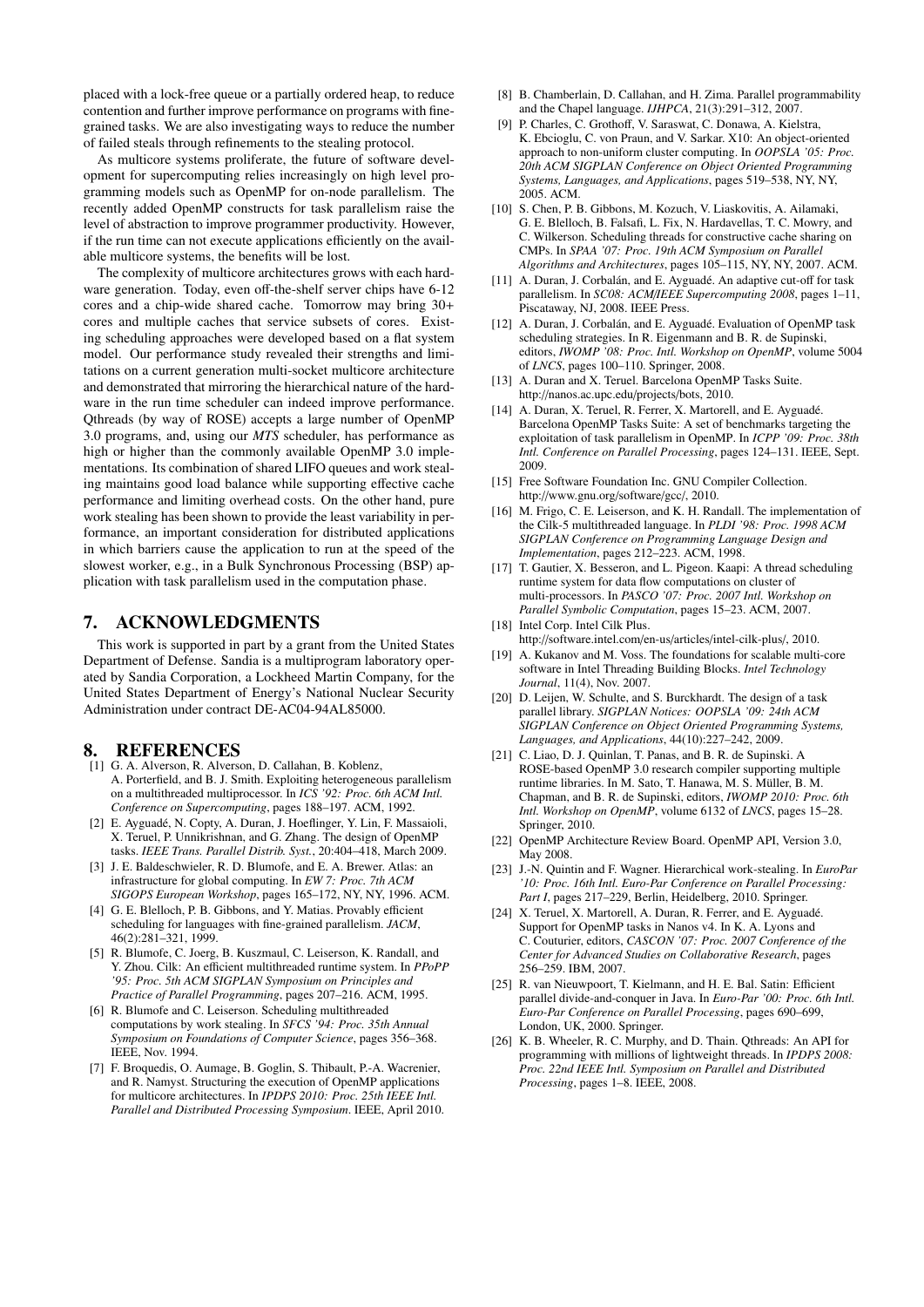placed with a lock-free queue or a partially ordered heap, to reduce contention and further improve performance on programs with fine-grained tasks. We are also investigating ways to reduce the number of failed steals through refinements to the stealing protocol.

As multicore systems proliferate, the future of software development for supercomputing relies increasingly on high level programming models such as OpenMP for on-node parallelism. The recently added OpenMP constructs for task parallelism raise the level of abstraction to improve programmer productivity. However, if the run time can not execute applications efficiently on the available multicore systems, the benefits will be lost.

The complexity of multicore architectures grows with each hardware generation. Today, even off-the-shelf server chips have 6-12 cores and a chip-wide shared cache. Tomorrow may bring 30+ cores and multiple caches that service subsets of cores. Existing scheduling approaches were developed based on a flat system model. Our performance study revealed their strengths and limitations on a current generation multi-socket multicore architecture and demonstrated that mirroring the hierarchical nature of the hardware in the run time scheduler can indeed improve performance. Qthreads (by way of ROSE) accepts a large number of OpenMP 3.0 programs, and, using our *MTS* scheduler, has performance as high or higher than the commonly available OpenMP 3.0 implementations. Its combination of shared LIFO queues and work stealing maintains good load balance while supporting effective cache performance and limiting overhead costs. On the other hand, pure work stealing has been shown to provide the least variability in performance, an important consideration for distributed applications in which barriers cause the application to run at the speed of the slowest worker, e.g., in a Bulk Synchronous Processing (BSP) application with task parallelism used in the computation phase.

## 7. ACKNOWLEDGMENTS

This work is supported in part by a grant from the United States Department of Defense. Sandia is a multiprogram laboratory operated by Sandia Corporation, a Lockheed Martin Company, for the United States Department of Energy's National Nuclear Security Administration under contract DE-AC04-94AL85000.

## 8. REFERENCES

[1] G. A. Alverson, R. Alverson, D. Callahan, B. Koblenz, A. Porterfield, and B. J. Smith. Exploiting heterogeneous parallelism on a multithreaded multiprocessor. In *ICS '92: Proc. 6th ACM Intl. Conference on Supercomputing*, pages 188–197. ACM, 1992.

[2] E. Ayguadé, N. Copty, A. Duran, J. Hoeflinger, Y. Lin, F. Massaioli, X. Teruel, P. Unnikrishnan, and G. Zhang. The design of OpenMP tasks. *IEEE Trans. Parallel Distrib. Syst.*, 20:404–418, March 2009.

[3] J. E. Baldeschwieler, R. D. Blumofe, and E. A. Brewer. Atlas: an infrastructure for global computing. In *EW 7: Proc. 7th ACM SIGOPS European Workshop*, pages 165–171, NY, NY, 1996. ACM.

[4] G. E. Blelloch, P. B. Gibbons, and Y. Matias. Provably efficient scheduling for languages with fine-grained parallelism. *JACM*, 46(2):281–321, 1999.

[5] R. Blumofe, C. Joerg, B. Kuszmaul, C. Leiserson, K. Randall, and Y. Zhou. Cilk: An efficient multithreaded runtime system. In *PPoPP '95: Proc. 5th ACM SIGPLAN Symposium on Principles and Practice of Parallel Programming*, pages 207–216. ACM, 1995.

[6] R. Blumofe and C. Leiserson. Scheduling multithreaded computations by work stealing. In *SFCS '94: Proc. 35th Annual Symposium on Foundations of Computer Science*, pages 356–368. IEEE, Nov. 1994.

[7] F. Broquedis, O. Aumage, B. Goglin, S. Thibault, P.-A. Wacrenier, and R. Namyst. Structuring the execution of OpenMP applications for multicore architectures. In *IPDPS 2010: Proc. 25th IEEE Intl. Parallel and Distributed Processing Symposium*. IEEE, April 2010.

[8] B. Chamberlain, D. Callahan, and H. Zima. Parallel programmability and the Chapel language. *IJHPCA*, 21(3):291–312, 2007.

[9] P. Charles, C. Grothoff, V. Saraswat, C. Donawa, A. Kielstra, K. Ebcioglu, C. von Praun, and V. Sarkar. X10: An object-oriented approach to non-uniform cluster computing. In *OOPSLA '05: Proc. 20th ACM SIGPLAN Conference on Object Oriented Programming Systems, Languages, and Applications*, pages 519–538, NY, NY, 2005. ACM.

[10] S. Chen, P. B. Gibbons, M. Kozuch, V. Liaskovitis, A. Ailamaki, G. E. Blelloch, B. Falsafi, L. Fix, N. Hardavellas, T. C. Mowry, and C. Wilkerson. Scheduling threads for constructive cache sharing on CMPs. In *SPAA '07: Proc. 19th ACM Symposium on Parallel Algorithms and Architectures*, pages 105–115, NY, NY, 2007. ACM.

[11] A. Duran, J. Corbalán, and E. Ayguadé. An adaptive cut-off for task parallelism. In *SC08: ACM/IEEE Supercomputing 2008*, pages 1–11, Piscataway, NJ, 2008. IEEE Press.

[12] A. Duran, J. Corbalán, and E. Ayguadé. Evaluation of OpenMP task scheduling strategies. In R. Eigenmann and B. R. de Supinski, editors, *IWOMP '08: Proc. Intl. Workshop on OpenMP*, volume 5004 of *LNCS*, pages 100–110. Springer, 2008.

[13] A. Duran and X. Teruel. Barcelona OpenMP Tasks Suite. http://nanos.ac.upc.edu/projects/bots, 2010.

[14] A. Duran, X. Teruel, R. Ferrer, X. Martorell, and E. Ayguadé. Barcelona OpenMP Tasks Suite: A set of benchmarks targeting the exploitation of task parallelism in OpenMP. In *ICPP '09: Proc. 38th Intl. Conference on Parallel Processing*, pages 124–131. IEEE, Sept. 2009.

[15] Free Software Foundation Inc. GNU Compiler Collection. http://www.gnu.org/software/gcc/, 2010.

[16] M. Frigo, C. E. Leiserson, and K. H. Randall. The implementation of the Cilk-5 multithreaded language. In *PLDI '98: Proc. 1998 ACM SIGPLAN Conference on Programming Language Design and Implementation*, pages 212–223. ACM, 1998.

[17] T. Gautier, X. Besseron, and L. Pigeon. Kaapi: A thread scheduling runtime system for data flow computations on cluster of multi-processors. In *PASCO '07: Proc. 2007 Intl. Workshop on Parallel Symbolic Computation*, pages 15–23. ACM, 2007.

[18] Intel Corp. Intel Cilk Plus. http://software.intel.com/en-us/articles/intel-cilk-plus/, 2010.

[19] A. Kukanov and M. Voss. The foundations for scalable multi-core software in Intel Threading Building Blocks. *Intel Technology Journal*, 11(4), Nov. 2007.

[20] D. Leijen, W. Schulte, and S. Burckhardt. The design of a task parallel library. *SIGPLAN Notices: OOPSLA '09: 24th ACM SIGPLAN Conference on Object Oriented Programming Systems, Languages, and Applications*, 44(10):227–242, 2009.

[21] C. Liao, D. J. Quinlan, T. Panas, and B. R. de Supinski. A ROSE-based OpenMP 3.0 research compiler supporting multiple runtime libraries. In M. Sato, T. Hanawa, M. S. Müller, B. M. Chapman, and B. R. de Supinski, editors, *IWOMP 2010: Proc. 6th Intl. Workshop on OpenMP*, volume 6132 of *LNCS*, pages 15–28. Springer, 2010.

[22] OpenMP Architecture Review Board. OpenMP API, Version 3.0, May 2008.

[23] J.-N. Quintin and F. Wagner. Hierarchical work-stealing. In *EuroPar '10: Proc. 16th Intl. Euro-Par Conference on Parallel Processing: Part I*, pages 217–229, Berlin, Heidelberg, 2010. Springer.

[24] X. Teruel, X. Martorell, A. Duran, R. Ferrer, and E. Ayguadé. Support for OpenMP tasks in Nanos v4. In K. A. Lyons and C. Couturier, editors, *CASCON '07: Proc. 2007 Conference of the Center for Advanced Studies on Collaborative Research*, pages 256–259. IBM, 2007.

[25] R. van Nieuwpoort, T. Kielmann, and H. E. Bal. Satin: Efficient parallel divide-and-conquer in Java. In *Euro-Par '00: Proc. 6th Intl. Euro-Par Conference on Parallel Processing*, pages 690–699, London, UK, 2000. Springer.

[26] K. B. Wheeler, R. C. Murphy, and D. Thain. Qthreads: An API for programming with millions of lightweight threads. In *IPDPS 2008: Proc. 22nd IEEE Intl. Symposium on Parallel and Distributed Processing*, pages 1–8. IEEE, 2008.